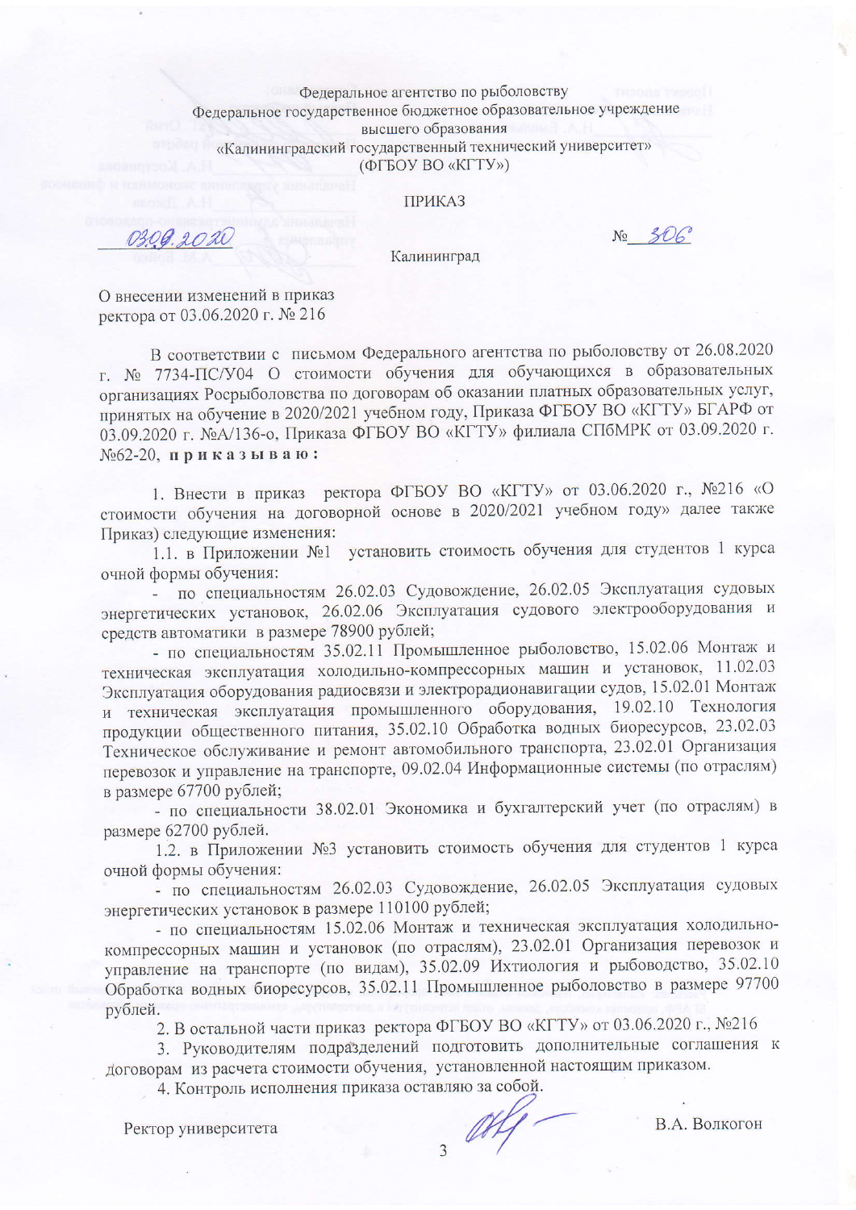Федеральное агентство по рыболовству
Федеральное государственное бюджетное образовательное учреждение
высшего образования
«Калининградский государственный технический университет»
(ФГБОУ ВО «КГТУ»)

ПРИКАЗ

03.09.2020 № 306

Калининград

О внесении изменений в приказ
ректора от 03.06.2020 г. № 216

В соответствии с письмом Федерального агентства по рыболовству от 26.08.2020 г. № 7734-ПС/У04 О стоимости обучения для обучающихся в образовательных организациях Росрыболовства по договорам об оказании платных образовательных услуг, принятых на обучение в 2020/2021 учебном году, Приказа ФГБОУ ВО «КГТУ» БГАРФ от 03.09.2020 г. №А/136-о, Приказа ФГБОУ ВО «КГТУ» филиала СПбМРК от 03.09.2020 г. №62-20, **п р и к а з ы в а ю :**

1. Внести в приказ ректора ФГБОУ ВО «КГТУ» от 03.06.2020 г., №216 «О стоимости обучения на договорной основе в 2020/2021 учебном году» далее также Приказ) следующие изменения:

1.1. в Приложении №1 установить стоимость обучения для студентов 1 курса очной формы обучения:

- по специальностям 26.02.03 Судовождение, 26.02.05 Эксплуатация судовых энергетических установок, 26.02.06 Эксплуатация судового электрооборудования и средств автоматики в размере 78900 рублей;
- по специальностям 35.02.11 Промышленное рыболовство, 15.02.06 Монтаж и техническая эксплуатация холодильно-компрессорных машин и установок, 11.02.03 Эксплуатация оборудования радиосвязи и электрорадионавигации судов, 15.02.01 Монтаж и техническая эксплуатация промышленного оборудования, 19.02.10 Технология продукции общественного питания, 35.02.10 Обработка водных биоресурсов, 23.02.03 Техническое обслуживание и ремонт автомобильного транспорта, 23.02.01 Организация перевозок и управление на транспорте, 09.02.04 Информационные системы (по отраслям) в размере 67700 рублей;
- по специальности 38.02.01 Экономика и бухгалтерский учет (по отраслям) в размере 62700 рублей.

1.2. в Приложении №3 установить стоимость обучения для студентов 1 курса очной формы обучения:

- по специальностям 26.02.03 Судовождение, 26.02.05 Эксплуатация судовых энергетических установок в размере 110100 рублей;
- по специальностям 15.02.06 Монтаж и техническая эксплуатация холодильно-компрессорных машин и установок (по отраслям), 23.02.01 Организация перевозок и управление на транспорте (по видам), 35.02.09 Ихтиология и рыбоводство, 35.02.10 Обработка водных биоресурсов, 35.02.11 Промышленное рыболовство в размере 97700 рублей.

2. В остальной части приказ ректора ФГБОУ ВО «КГТУ» от 03.06.2020 г., №216

3. Руководителям подразделений подготовить дополнительные соглашения к договорам из расчета стоимости обучения, установленной настоящим приказом.

4. Контроль исполнения приказа оставляю за собой.

Ректор университета В.А. Волкогон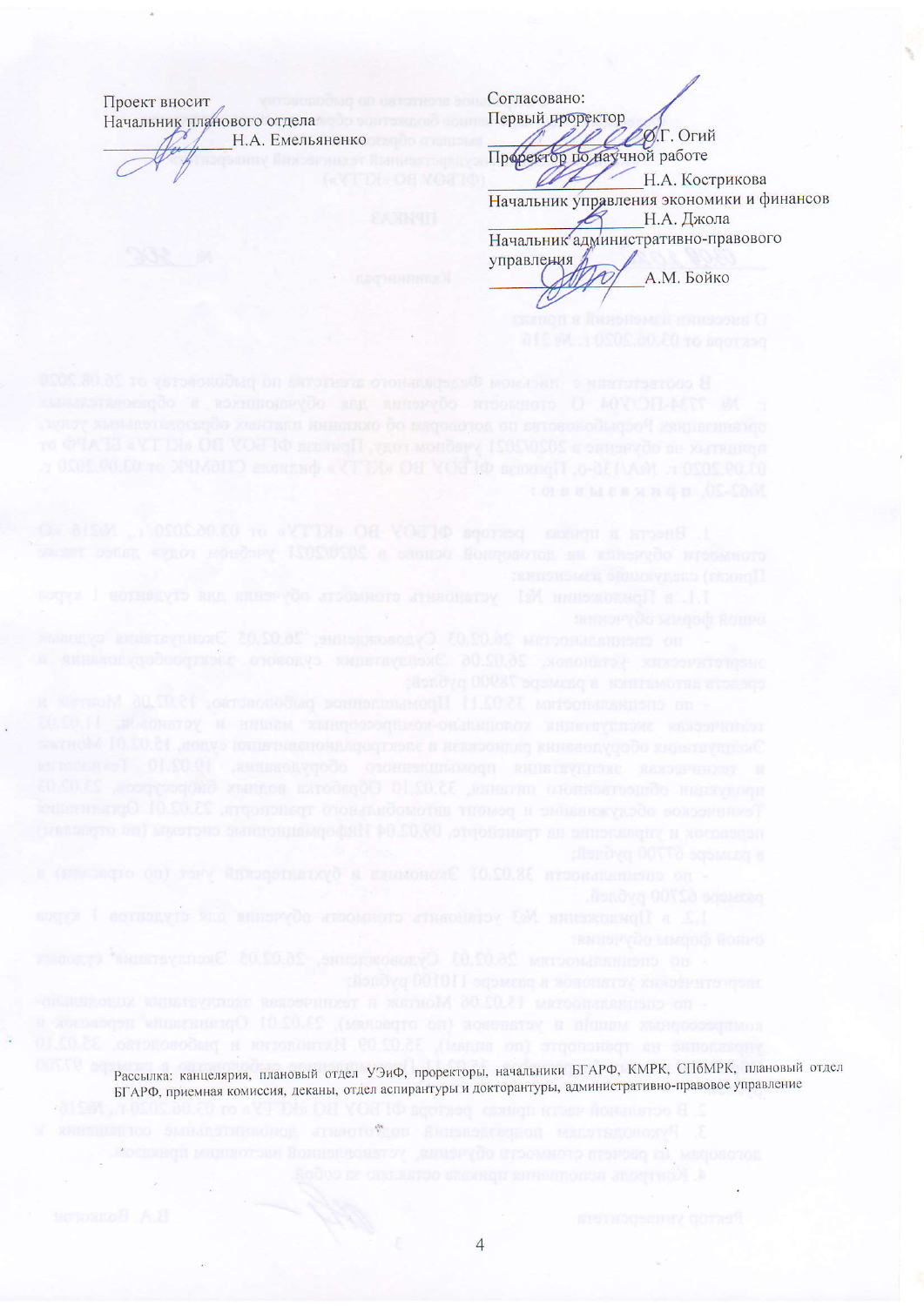Проект вносит
Начальник планового отдела
\_\_\_\_\_\_\_\_\_\_\_\_\_\_\_ Н.А. Емельяненко

Согласовано:
Первый проректор
\_\_\_\_\_\_\_\_\_\_\_\_\_\_\_ О.Г. Огий
Проректор по научной работе
\_\_\_\_\_\_\_\_\_\_\_\_\_\_\_ Н.А. Кострикова
Начальник управления экономики и финансов
\_\_\_\_\_\_\_\_\_\_\_\_\_\_\_ Н.А. Джола
Начальник административно-правового управления
\_\_\_\_\_\_\_\_\_\_\_\_\_\_\_ А.М. Бойко

Рассылка: канцелярия, плановый отдел УЭиФ, проректоры, начальники БГАРФ, КМРК, СПбМРК, плановый отдел БГАРФ, приемная комиссия, деканы, отдел аспирантуры и докторантуры, административно-правовое управление